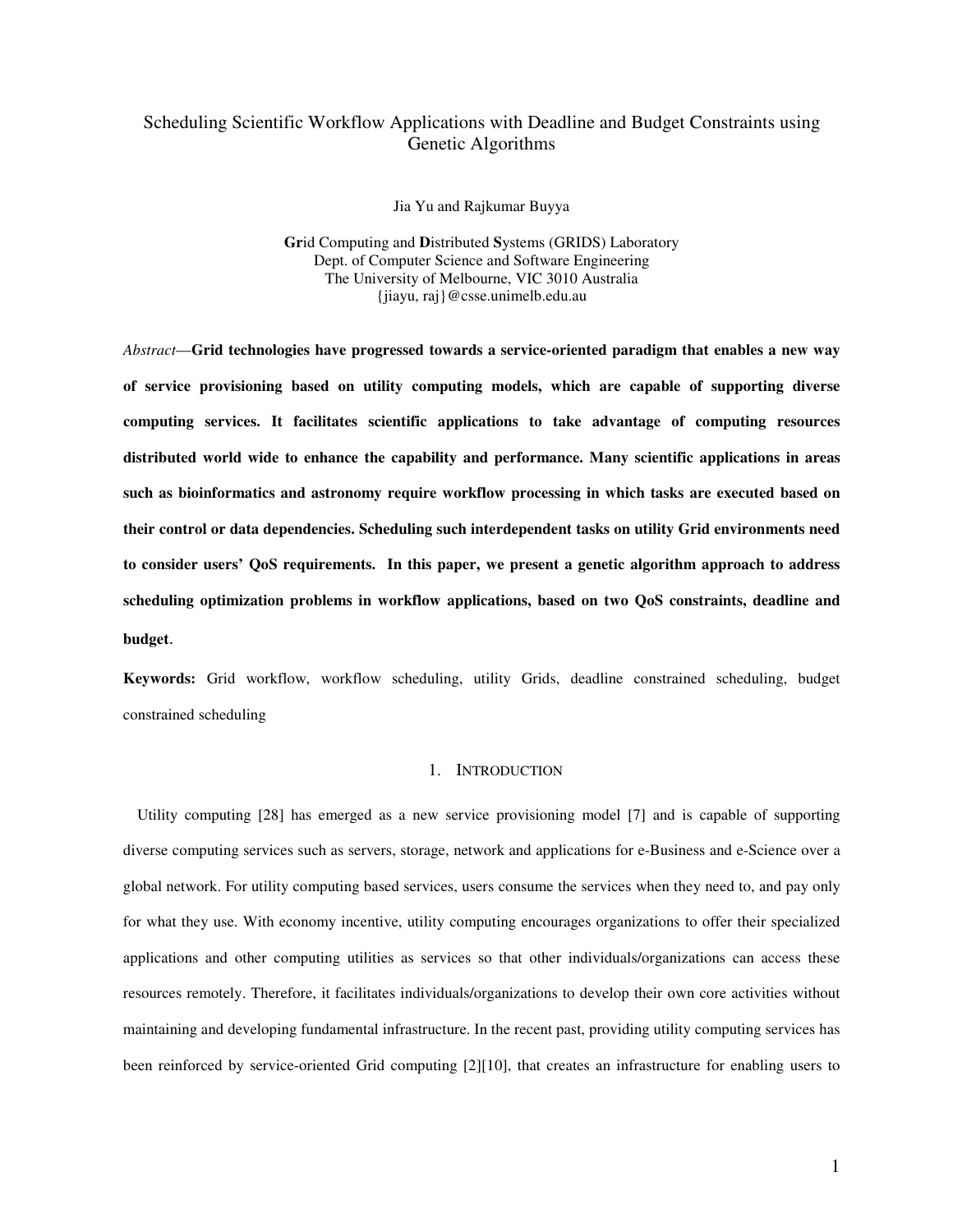# Scheduling Scientific Workflow Applications with Deadline and Budget Constraints using Genetic Algorithms

Jia Yu and Rajkumar Buyya

**Gr**id Computing and **D**istributed **S**ystems (GRIDS) Laboratory
Dept. of Computer Science and Software Engineering
The University of Melbourne, VIC 3010 Australia
{jiayu, raj}@csse.unimelb.edu.au

*Abstract*—**Grid technologies have progressed towards a service-oriented paradigm that enables a new way of service provisioning based on utility computing models, which are capable of supporting diverse computing services. It facilitates scientific applications to take advantage of computing resources distributed world wide to enhance the capability and performance. Many scientific applications in areas such as bioinformatics and astronomy require workflow processing in which tasks are executed based on their control or data dependencies. Scheduling such interdependent tasks on utility Grid environments need to consider users' QoS requirements. In this paper, we present a genetic algorithm approach to address scheduling optimization problems in workflow applications, based on two QoS constraints, deadline and budget**.

**Keywords:** Grid workflow, workflow scheduling, utility Grids, deadline constrained scheduling, budget constrained scheduling

## 1. Introduction

Utility computing [28] has emerged as a new service provisioning model [7] and is capable of supporting diverse computing services such as servers, storage, network and applications for e-Business and e-Science over a global network. For utility computing based services, users consume the services when they need to, and pay only for what they use. With economy incentive, utility computing encourages organizations to offer their specialized applications and other computing utilities as services so that other individuals/organizations can access these resources remotely. Therefore, it facilitates individuals/organizations to develop their own core activities without maintaining and developing fundamental infrastructure. In the recent past, providing utility computing services has been reinforced by service-oriented Grid computing [2][10], that creates an infrastructure for enabling users to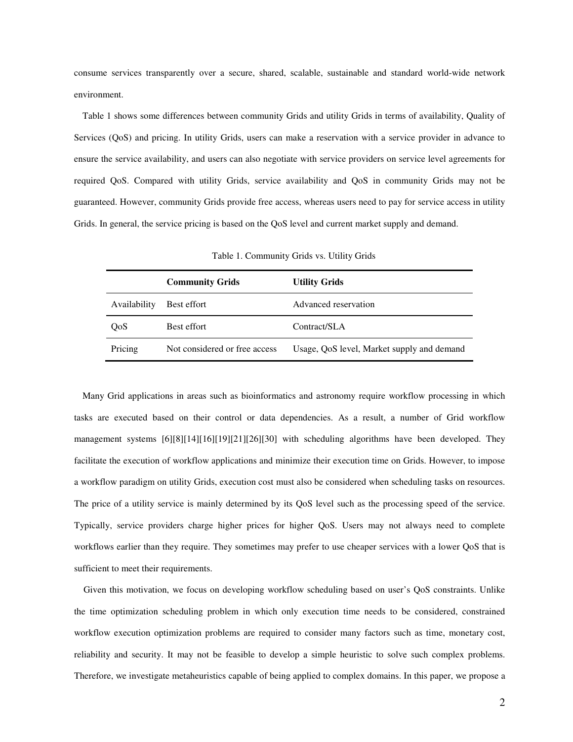consume services transparently over a secure, shared, scalable, sustainable and standard world-wide network environment.

Table 1 shows some differences between community Grids and utility Grids in terms of availability, Quality of Services (QoS) and pricing. In utility Grids, users can make a reservation with a service provider in advance to ensure the service availability, and users can also negotiate with service providers on service level agreements for required QoS. Compared with utility Grids, service availability and QoS in community Grids may not be guaranteed. However, community Grids provide free access, whereas users need to pay for service access in utility Grids. In general, the service pricing is based on the QoS level and current market supply and demand.

Table 1. Community Grids vs. Utility Grids

| | **Community Grids** | **Utility Grids** |
|---|---|---|
| Availability | Best effort | Advanced reservation |
| QoS | Best effort | Contract/SLA |
| Pricing | Not considered or free access | Usage, QoS level, Market supply and demand |

Many Grid applications in areas such as bioinformatics and astronomy require workflow processing in which tasks are executed based on their control or data dependencies. As a result, a number of Grid workflow management systems [6][8][14][16][19][21][26][30] with scheduling algorithms have been developed. They facilitate the execution of workflow applications and minimize their execution time on Grids. However, to impose a workflow paradigm on utility Grids, execution cost must also be considered when scheduling tasks on resources. The price of a utility service is mainly determined by its QoS level such as the processing speed of the service. Typically, service providers charge higher prices for higher QoS. Users may not always need to complete workflows earlier than they require. They sometimes may prefer to use cheaper services with a lower QoS that is sufficient to meet their requirements.

Given this motivation, we focus on developing workflow scheduling based on user's QoS constraints. Unlike the time optimization scheduling problem in which only execution time needs to be considered, constrained workflow execution optimization problems are required to consider many factors such as time, monetary cost, reliability and security. It may not be feasible to develop a simple heuristic to solve such complex problems. Therefore, we investigate metaheuristics capable of being applied to complex domains. In this paper, we propose a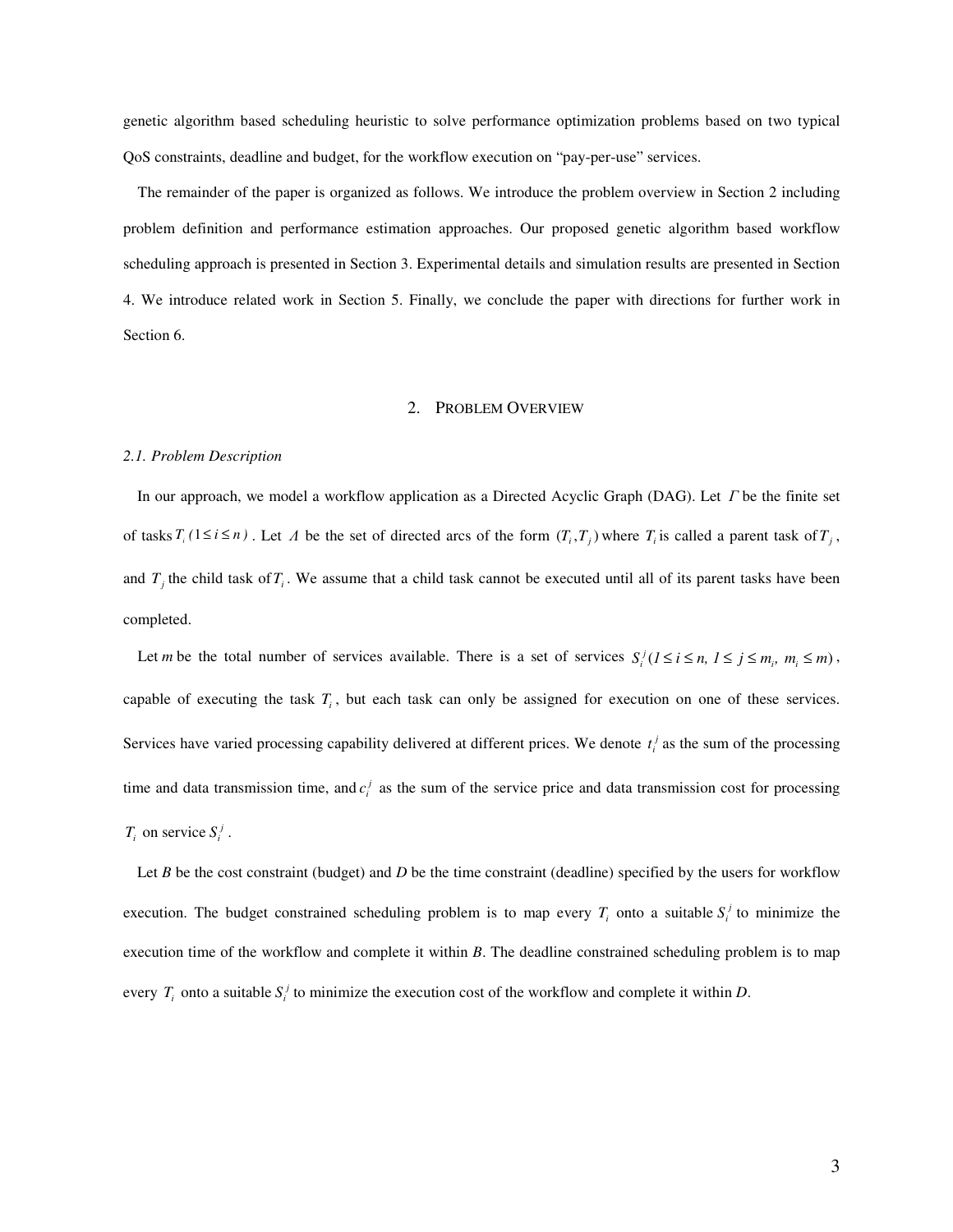genetic algorithm based scheduling heuristic to solve performance optimization problems based on two typical QoS constraints, deadline and budget, for the workflow execution on "pay-per-use" services.

The remainder of the paper is organized as follows. We introduce the problem overview in Section 2 including problem definition and performance estimation approaches. Our proposed genetic algorithm based workflow scheduling approach is presented in Section 3. Experimental details and simulation results are presented in Section 4. We introduce related work in Section 5. Finally, we conclude the paper with directions for further work in Section 6.

## 2. Problem Overview

### *2.1. Problem Description*

In our approach, we model a workflow application as a Directed Acyclic Graph (DAG). Let $\Gamma$ be the finite set of tasks $T_i\ (1 \le i \le n)$. Let $\Lambda$ be the set of directed arcs of the form $(T_i, T_j)$ where $T_i$ is called a parent task of $T_j$, and $T_j$ the child task of $T_i$. We assume that a child task cannot be executed until all of its parent tasks have been completed.

Let *m* be the total number of services available. There is a set of services $S_i^j\ (1 \le i \le n,\ 1 \le j \le m_i,\ m_i \le m)$, capable of executing the task $T_i$, but each task can only be assigned for execution on one of these services. Services have varied processing capability delivered at different prices. We denote $t_i^j$ as the sum of the processing time and data transmission time, and $c_i^j$ as the sum of the service price and data transmission cost for processing $T_i$ on service $S_i^j$.

Let *B* be the cost constraint (budget) and *D* be the time constraint (deadline) specified by the users for workflow execution. The budget constrained scheduling problem is to map every $T_i$ onto a suitable $S_i^j$ to minimize the execution time of the workflow and complete it within *B*. The deadline constrained scheduling problem is to map every $T_i$ onto a suitable $S_i^j$ to minimize the execution cost of the workflow and complete it within *D*.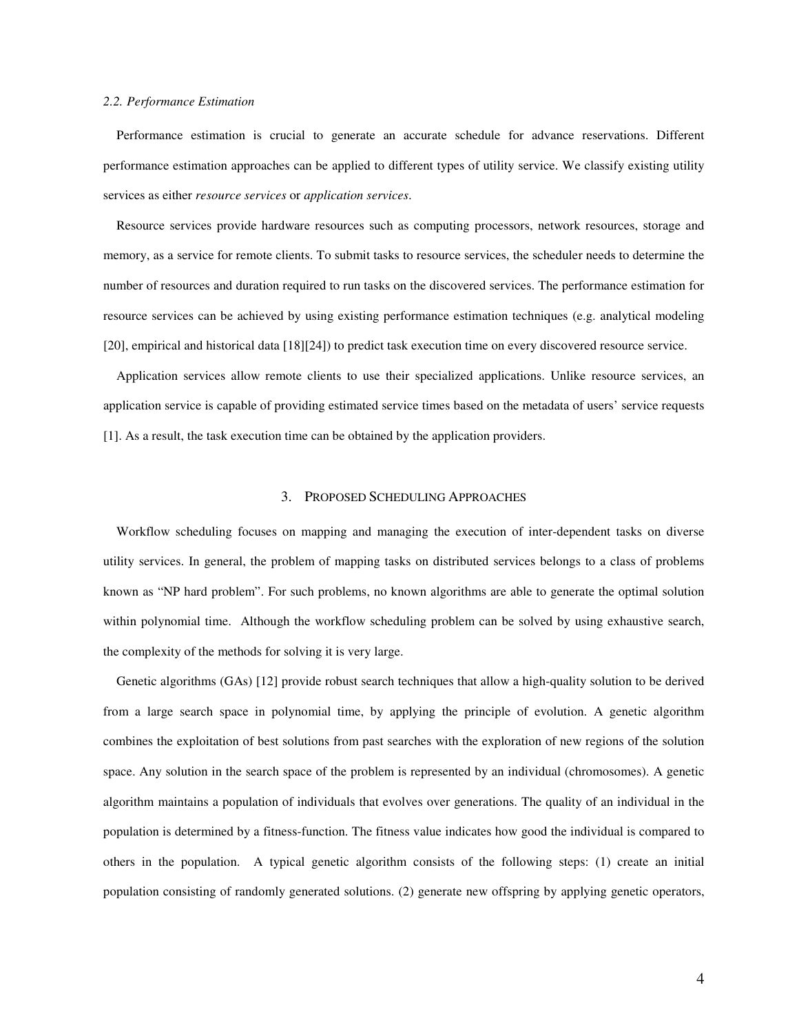### *2.2. Performance Estimation*

Performance estimation is crucial to generate an accurate schedule for advance reservations. Different performance estimation approaches can be applied to different types of utility service. We classify existing utility services as either *resource services* or *application services*.

Resource services provide hardware resources such as computing processors, network resources, storage and memory, as a service for remote clients. To submit tasks to resource services, the scheduler needs to determine the number of resources and duration required to run tasks on the discovered services. The performance estimation for resource services can be achieved by using existing performance estimation techniques (e.g. analytical modeling [20], empirical and historical data [18][24]) to predict task execution time on every discovered resource service.

Application services allow remote clients to use their specialized applications. Unlike resource services, an application service is capable of providing estimated service times based on the metadata of users' service requests [1]. As a result, the task execution time can be obtained by the application providers.

## 3. PROPOSED SCHEDULING APPROACHES

Workflow scheduling focuses on mapping and managing the execution of inter-dependent tasks on diverse utility services. In general, the problem of mapping tasks on distributed services belongs to a class of problems known as "NP hard problem". For such problems, no known algorithms are able to generate the optimal solution within polynomial time. Although the workflow scheduling problem can be solved by using exhaustive search, the complexity of the methods for solving it is very large.

Genetic algorithms (GAs) [12] provide robust search techniques that allow a high-quality solution to be derived from a large search space in polynomial time, by applying the principle of evolution. A genetic algorithm combines the exploitation of best solutions from past searches with the exploration of new regions of the solution space. Any solution in the search space of the problem is represented by an individual (chromosomes). A genetic algorithm maintains a population of individuals that evolves over generations. The quality of an individual in the population is determined by a fitness-function. The fitness value indicates how good the individual is compared to others in the population. A typical genetic algorithm consists of the following steps: (1) create an initial population consisting of randomly generated solutions. (2) generate new offspring by applying genetic operators,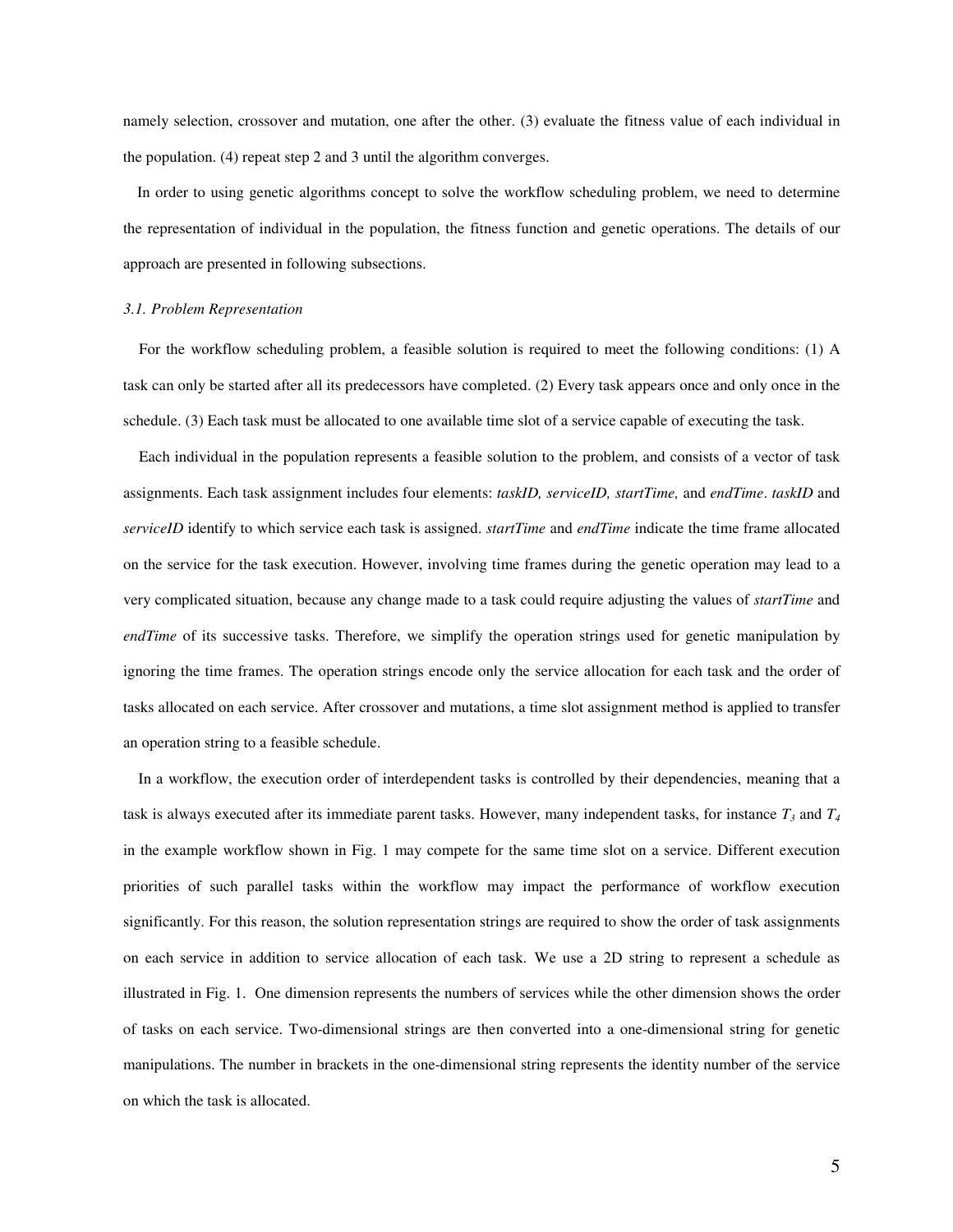namely selection, crossover and mutation, one after the other. (3) evaluate the fitness value of each individual in the population. (4) repeat step 2 and 3 until the algorithm converges.

In order to using genetic algorithms concept to solve the workflow scheduling problem, we need to determine the representation of individual in the population, the fitness function and genetic operations. The details of our approach are presented in following subsections.

### *3.1. Problem Representation*

For the workflow scheduling problem, a feasible solution is required to meet the following conditions: (1) A task can only be started after all its predecessors have completed. (2) Every task appears once and only once in the schedule. (3) Each task must be allocated to one available time slot of a service capable of executing the task.

Each individual in the population represents a feasible solution to the problem, and consists of a vector of task assignments. Each task assignment includes four elements: *taskID, serviceID, startTime,* and *endTime*. *taskID* and *serviceID* identify to which service each task is assigned. *startTime* and *endTime* indicate the time frame allocated on the service for the task execution. However, involving time frames during the genetic operation may lead to a very complicated situation, because any change made to a task could require adjusting the values of *startTime* and *endTime* of its successive tasks. Therefore, we simplify the operation strings used for genetic manipulation by ignoring the time frames. The operation strings encode only the service allocation for each task and the order of tasks allocated on each service. After crossover and mutations, a time slot assignment method is applied to transfer an operation string to a feasible schedule.

In a workflow, the execution order of interdependent tasks is controlled by their dependencies, meaning that a task is always executed after its immediate parent tasks. However, many independent tasks, for instance $T_3$ and $T_4$ in the example workflow shown in Fig. 1 may compete for the same time slot on a service. Different execution priorities of such parallel tasks within the workflow may impact the performance of workflow execution significantly. For this reason, the solution representation strings are required to show the order of task assignments on each service in addition to service allocation of each task. We use a 2D string to represent a schedule as illustrated in Fig. 1. One dimension represents the numbers of services while the other dimension shows the order of tasks on each service. Two-dimensional strings are then converted into a one-dimensional string for genetic manipulations. The number in brackets in the one-dimensional string represents the identity number of the service on which the task is allocated.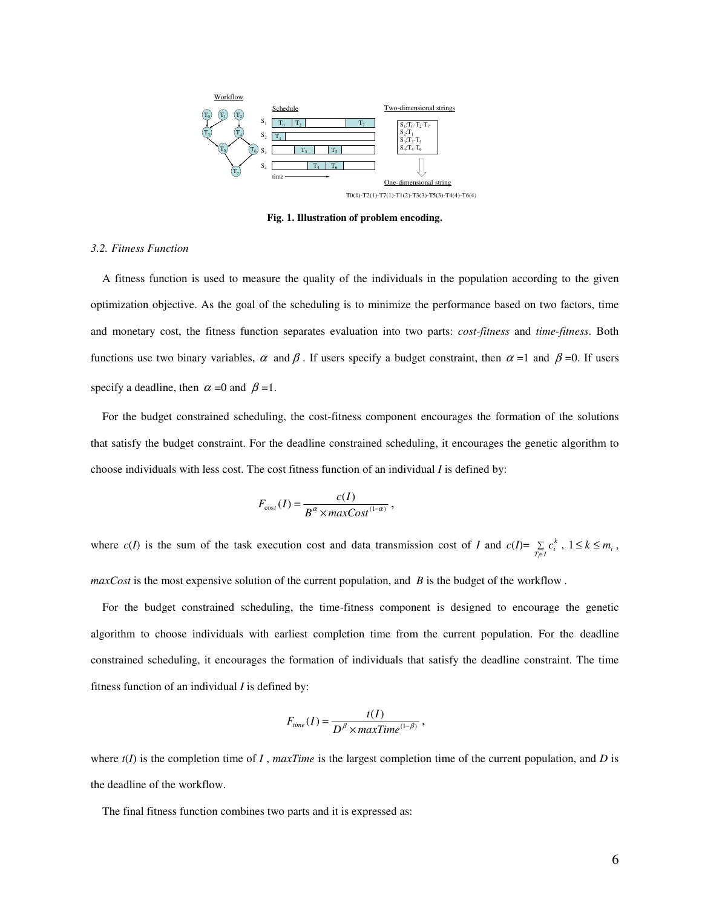Fig. 1. Illustration of problem encoding.

### 3.2. Fitness Function

A fitness function is used to measure the quality of the individuals in the population according to the given optimization objective. As the goal of the scheduling is to minimize the performance based on two factors, time and monetary cost, the fitness function separates evaluation into two parts: *cost-fitness* and *time-fitness*. Both functions use two binary variables, $\alpha$ and $\beta$. If users specify a budget constraint, then $\alpha=1$ and $\beta=0$. If users specify a deadline, then $\alpha=0$ and $\beta=1$.

For the budget constrained scheduling, the cost-fitness component encourages the formation of the solutions that satisfy the budget constraint. For the deadline constrained scheduling, it encourages the genetic algorithm to choose individuals with less cost. The cost fitness function of an individual *I* is defined by:

$$F_{cost}(I) = \frac{c(I)}{B^{\alpha} \times maxCost^{(1-\alpha)}},$$

where $c(I)$ is the sum of the task execution cost and data transmission cost of *I* and $c(I)= \sum_{T_i \in I} c_i^k$, $1 \le k \le m_i$, *maxCost* is the most expensive solution of the current population, and $B$ is the budget of the workflow.

For the budget constrained scheduling, the time-fitness component is designed to encourage the genetic algorithm to choose individuals with earliest completion time from the current population. For the deadline constrained scheduling, it encourages the formation of individuals that satisfy the deadline constraint. The time fitness function of an individual *I* is defined by:

$$F_{time}(I) = \frac{t(I)}{D^{\beta} \times maxTime^{(1-\beta)}},$$

where $t(I)$ is the completion time of *I*, *maxTime* is the largest completion time of the current population, and $D$ is the deadline of the workflow.

The final fitness function combines two parts and it is expressed as: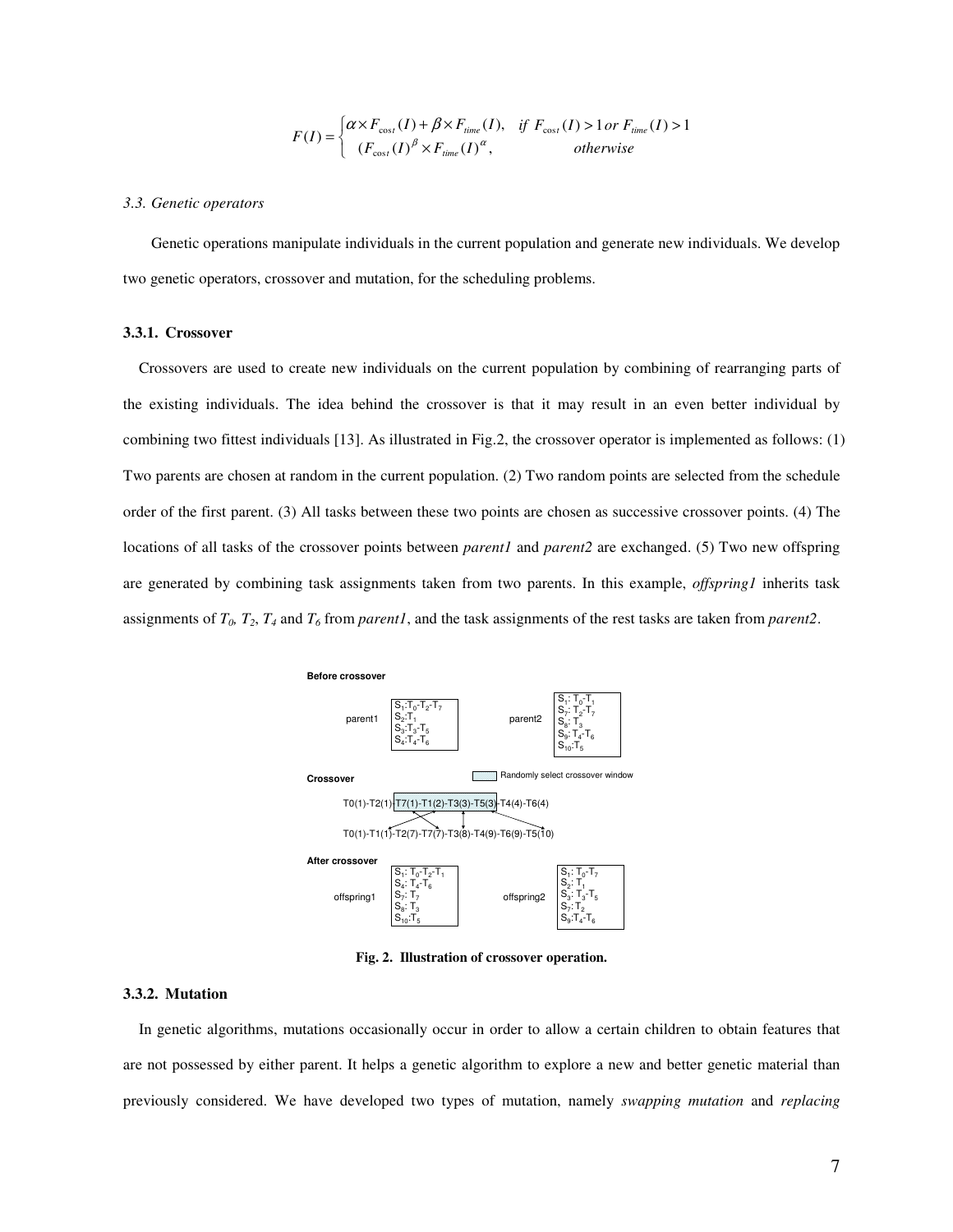$$
F(I) = \begin{cases} \alpha \times F_{\cos t}(I) + \beta \times F_{time}(I), & if\ F_{\cos t}(I) > 1\ or\ F_{time}(I) > 1 \\ (F_{\cos t}(I)^{\beta} \times F_{time}(I)^{\alpha}, & otherwise \end{cases}
$$

*3.3. Genetic operators*

Genetic operations manipulate individuals in the current population and generate new individuals. We develop two genetic operators, crossover and mutation, for the scheduling problems.

### 3.3.1. Crossover

Crossovers are used to create new individuals on the current population by combining of rearranging parts of the existing individuals. The idea behind the crossover is that it may result in an even better individual by combining two fittest individuals [13]. As illustrated in Fig.2, the crossover operator is implemented as follows: (1) Two parents are chosen at random in the current population. (2) Two random points are selected from the schedule order of the first parent. (3) All tasks between these two points are chosen as successive crossover points. (4) The locations of all tasks of the crossover points between *parent1* and *parent2* are exchanged. (5) Two new offspring are generated by combining task assignments taken from two parents. In this example, *offspring1* inherits task assignments of $T_0$, $T_2$, $T_4$ and $T_6$ from *parent1*, and the task assignments of the rest tasks are taken from *parent2*.

**Before crossover**

parent1: $S_1$:$T_0$-$T_2$-$T_7$; $S_2$:$T_1$; $S_3$:$T_3$-$T_5$; $S_4$:$T_4$-$T_6$

parent2: $S_1$: $T_0$-$T_1$; $S_7$: $T_2$-$T_7$; $S_8$: $T_3$; $S_9$: $T_4$-$T_6$; $S_{10}$:$T_5$

**Crossover** (Randomly select crossover window)

T0(1)-T2(1)-T7(1)-T1(2)-T3(3)-T5(3)-T4(4)-T6(4)

T0(1)-T1(1)-T2(7)-T7(7)-T3(8)-T4(9)-T6(9)-T5(10)

**After crossover**

offspring1: $S_1$: $T_0$-$T_2$-$T_1$; $S_4$: $T_4$-$T_6$; $S_7$: $T_7$; $S_8$: $T_3$; $S_{10}$:$T_5$

offspring2: $S_1$: $T_0$-$T_7$; $S_2$: $T_1$; $S_3$: $T_3$-$T_5$; $S_7$: $T_2$; $S_9$:$T_4$-$T_6$

**Fig. 2. Illustration of crossover operation.**

### 3.3.2. Mutation

In genetic algorithms, mutations occasionally occur in order to allow a certain children to obtain features that are not possessed by either parent. It helps a genetic algorithm to explore a new and better genetic material than previously considered. We have developed two types of mutation, namely *swapping mutation* and *replacing*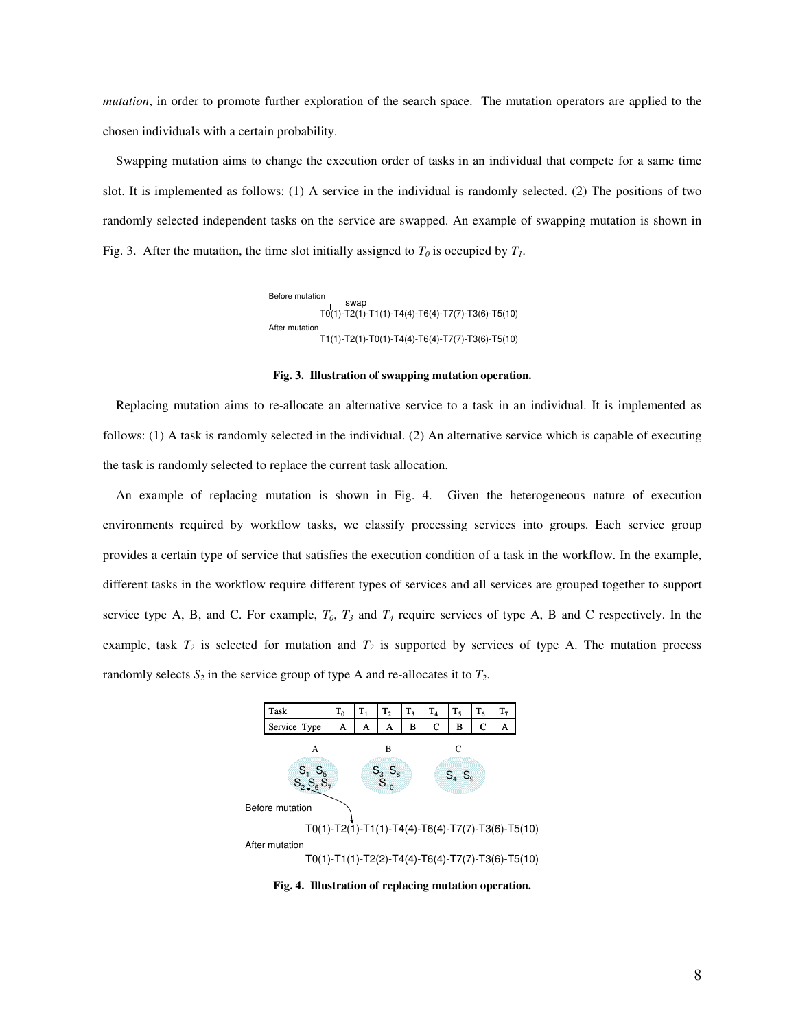*mutation*, in order to promote further exploration of the search space. The mutation operators are applied to the chosen individuals with a certain probability.

Swapping mutation aims to change the execution order of tasks in an individual that compete for a same time slot. It is implemented as follows: (1) A service in the individual is randomly selected. (2) The positions of two randomly selected independent tasks on the service are swapped. An example of swapping mutation is shown in Fig. 3. After the mutation, the time slot initially assigned to $T_0$ is occupied by $T_1$.

```
Before mutation
                 ┌─ swap ─┐
            T0(1)-T2(1)-T1(1)-T4(4)-T6(4)-T7(7)-T3(6)-T5(10)
After mutation
            T1(1)-T2(1)-T0(1)-T4(4)-T6(4)-T7(7)-T3(6)-T5(10)
```

**Fig. 3. Illustration of swapping mutation operation.**

Replacing mutation aims to re-allocate an alternative service to a task in an individual. It is implemented as follows: (1) A task is randomly selected in the individual. (2) An alternative service which is capable of executing the task is randomly selected to replace the current task allocation.

An example of replacing mutation is shown in Fig. 4. Given the heterogeneous nature of execution environments required by workflow tasks, we classify processing services into groups. Each service group provides a certain type of service that satisfies the execution condition of a task in the workflow. In the example, different tasks in the workflow require different types of services and all services are grouped together to support service type A, B, and C. For example, $T_0$, $T_3$ and $T_4$ require services of type A, B and C respectively. In the example, task $T_2$ is selected for mutation and $T_2$ is supported by services of type A. The mutation process randomly selects $S_2$ in the service group of type A and re-allocates it to $T_2$.

| Task | $T_0$ | $T_1$ | $T_2$ | $T_3$ | $T_4$ | $T_5$ | $T_6$ | $T_7$ |
|---|---|---|---|---|---|---|---|---|
| Service Type | A | A | A | B | C | B | C | A |

A: $S_1$ $S_5$ $S_2$ $S_6$ $S_7$ B: $S_3$ $S_8$ $S_{10}$ C: $S_4$ $S_9$

```
Before mutation
            T0(1)-T2(1)-T1(1)-T4(4)-T6(4)-T7(7)-T3(6)-T5(10)
After mutation
            T0(1)-T1(1)-T2(2)-T4(4)-T6(4)-T7(7)-T3(6)-T5(10)
```

**Fig. 4. Illustration of replacing mutation operation.**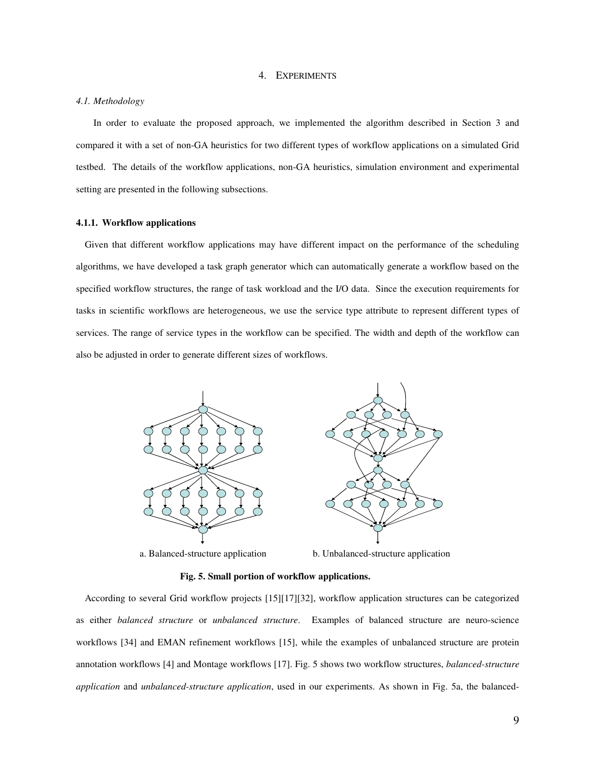## 4. EXPERIMENTS

### 4.1. Methodology

In order to evaluate the proposed approach, we implemented the algorithm described in Section 3 and compared it with a set of non-GA heuristics for two different types of workflow applications on a simulated Grid testbed. The details of the workflow applications, non-GA heuristics, simulation environment and experimental setting are presented in the following subsections.

#### 4.1.1. Workflow applications

Given that different workflow applications may have different impact on the performance of the scheduling algorithms, we have developed a task graph generator which can automatically generate a workflow based on the specified workflow structures, the range of task workload and the I/O data. Since the execution requirements for tasks in scientific workflows are heterogeneous, we use the service type attribute to represent different types of services. The range of service types in the workflow can be specified. The width and depth of the workflow can also be adjusted in order to generate different sizes of workflows.

a. Balanced-structure application b. Unbalanced-structure application

**Fig. 5. Small portion of workflow applications.**

According to several Grid workflow projects [15][17][32], workflow application structures can be categorized as either *balanced structure* or *unbalanced structure*. Examples of balanced structure are neuro-science workflows [34] and EMAN refinement workflows [15], while the examples of unbalanced structure are protein annotation workflows [4] and Montage workflows [17]. Fig. 5 shows two workflow structures, *balanced-structure application* and *unbalanced-structure application*, used in our experiments. As shown in Fig. 5a, the balanced-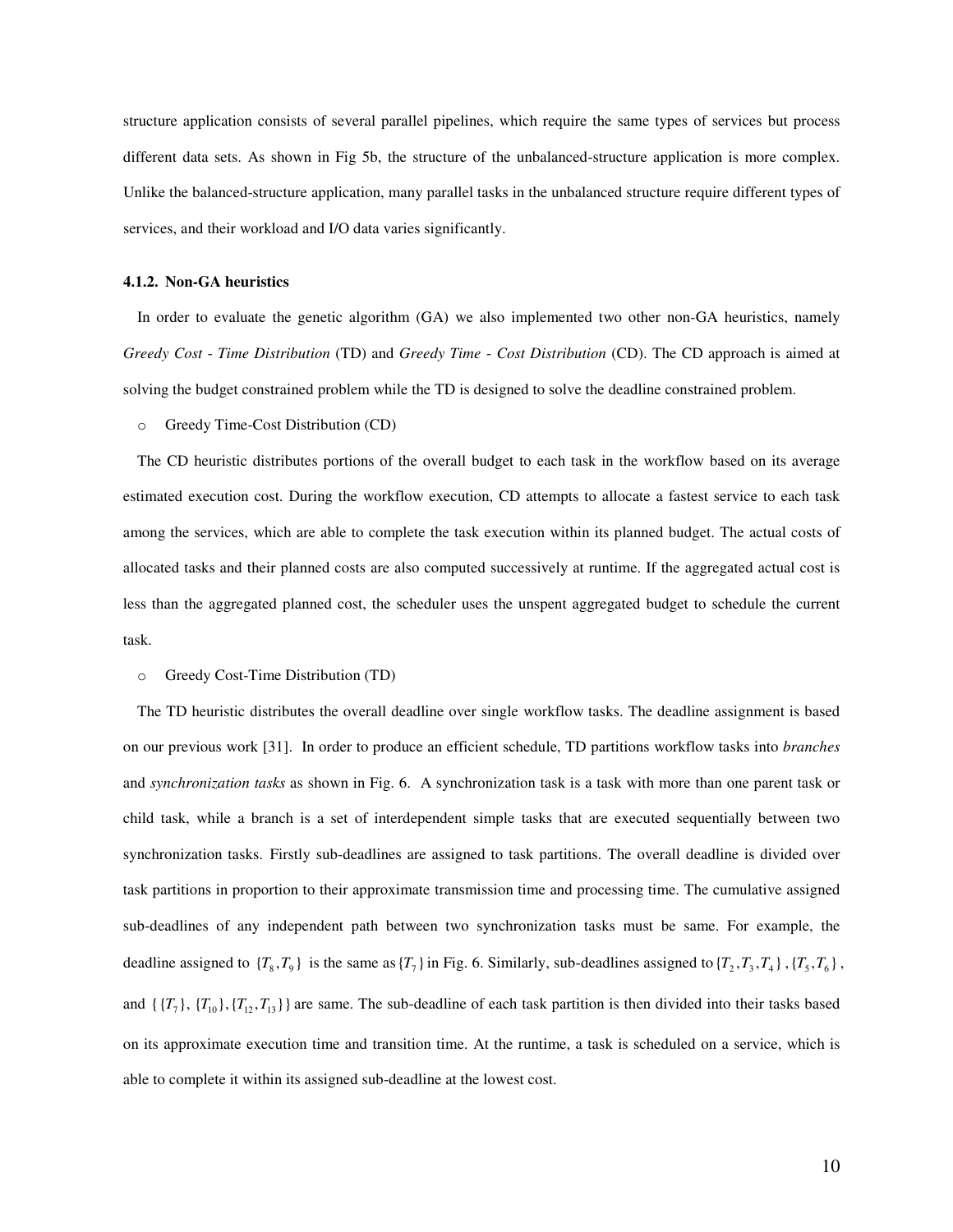structure application consists of several parallel pipelines, which require the same types of services but process different data sets. As shown in Fig 5b, the structure of the unbalanced-structure application is more complex. Unlike the balanced-structure application, many parallel tasks in the unbalanced structure require different types of services, and their workload and I/O data varies significantly.

### 4.1.2. Non-GA heuristics

In order to evaluate the genetic algorithm (GA) we also implemented two other non-GA heuristics, namely *Greedy Cost - Time Distribution* (TD) and *Greedy Time - Cost Distribution* (CD). The CD approach is aimed at solving the budget constrained problem while the TD is designed to solve the deadline constrained problem.

- Greedy Time-Cost Distribution (CD)

The CD heuristic distributes portions of the overall budget to each task in the workflow based on its average estimated execution cost. During the workflow execution, CD attempts to allocate a fastest service to each task among the services, which are able to complete the task execution within its planned budget. The actual costs of allocated tasks and their planned costs are also computed successively at runtime. If the aggregated actual cost is less than the aggregated planned cost, the scheduler uses the unspent aggregated budget to schedule the current task.

- Greedy Cost-Time Distribution (TD)

The TD heuristic distributes the overall deadline over single workflow tasks. The deadline assignment is based on our previous work [31]. In order to produce an efficient schedule, TD partitions workflow tasks into *branches* and *synchronization tasks* as shown in Fig. 6. A synchronization task is a task with more than one parent task or child task, while a branch is a set of interdependent simple tasks that are executed sequentially between two synchronization tasks. Firstly sub-deadlines are assigned to task partitions. The overall deadline is divided over task partitions in proportion to their approximate transmission time and processing time. The cumulative assigned sub-deadlines of any independent path between two synchronization tasks must be same. For example, the deadline assigned to $\{T_8, T_9\}$ is the same as $\{T_7\}$ in Fig. 6. Similarly, sub-deadlines assigned to $\{T_2, T_3, T_4\}$, $\{T_5, T_6\}$, and $\{\{T_7\}, \{T_{10}\}, \{T_{12}, T_{13}\}\}$ are same. The sub-deadline of each task partition is then divided into their tasks based on its approximate execution time and transition time. At the runtime, a task is scheduled on a service, which is able to complete it within its assigned sub-deadline at the lowest cost.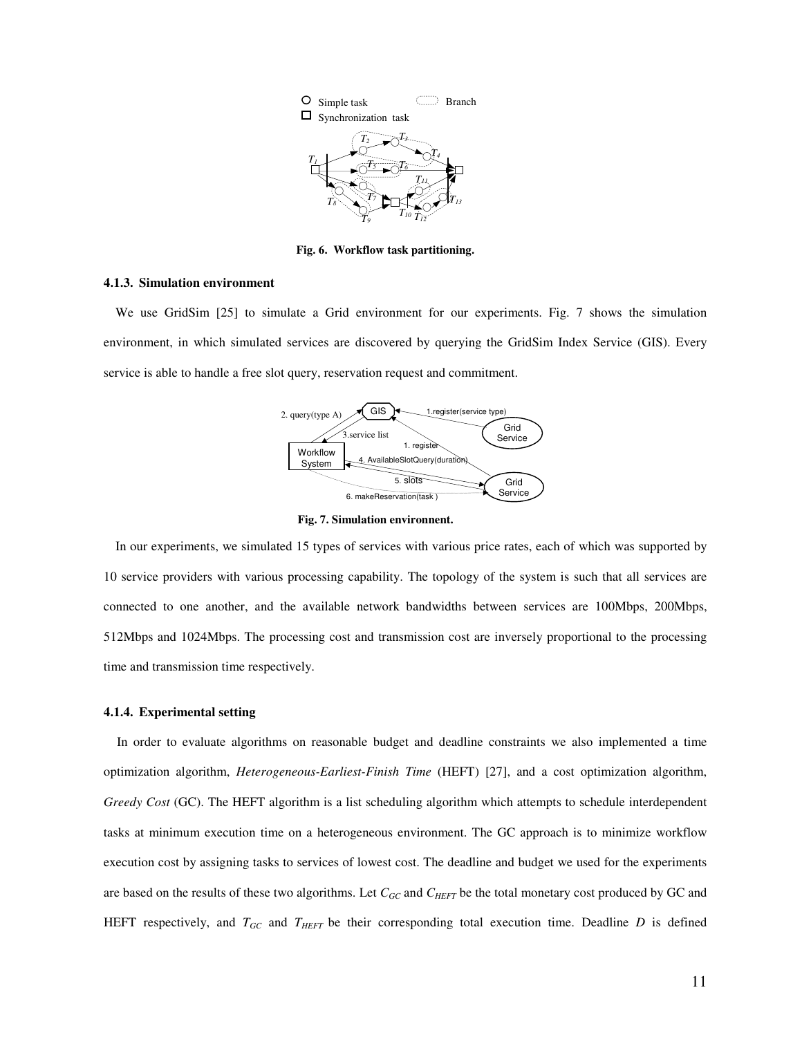Fig. 6. Workflow task partitioning.

#### 4.1.3. Simulation environment

We use GridSim [25] to simulate a Grid environment for our experiments. Fig. 7 shows the simulation environment, in which simulated services are discovered by querying the GridSim Index Service (GIS). Every service is able to handle a free slot query, reservation request and commitment.

Fig. 7. Simulation environnent.

In our experiments, we simulated 15 types of services with various price rates, each of which was supported by 10 service providers with various processing capability. The topology of the system is such that all services are connected to one another, and the available network bandwidths between services are 100Mbps, 200Mbps, 512Mbps and 1024Mbps. The processing cost and transmission cost are inversely proportional to the processing time and transmission time respectively.

#### 4.1.4. Experimental setting

In order to evaluate algorithms on reasonable budget and deadline constraints we also implemented a time optimization algorithm, *Heterogeneous-Earliest-Finish Time* (HEFT) [27], and a cost optimization algorithm, *Greedy Cost* (GC). The HEFT algorithm is a list scheduling algorithm which attempts to schedule interdependent tasks at minimum execution time on a heterogeneous environment. The GC approach is to minimize workflow execution cost by assigning tasks to services of lowest cost. The deadline and budget we used for the experiments are based on the results of these two algorithms. Let $C_{GC}$ and $C_{HEFT}$ be the total monetary cost produced by GC and HEFT respectively, and $T_{GC}$ and $T_{HEFT}$ be their corresponding total execution time. Deadline $D$ is defined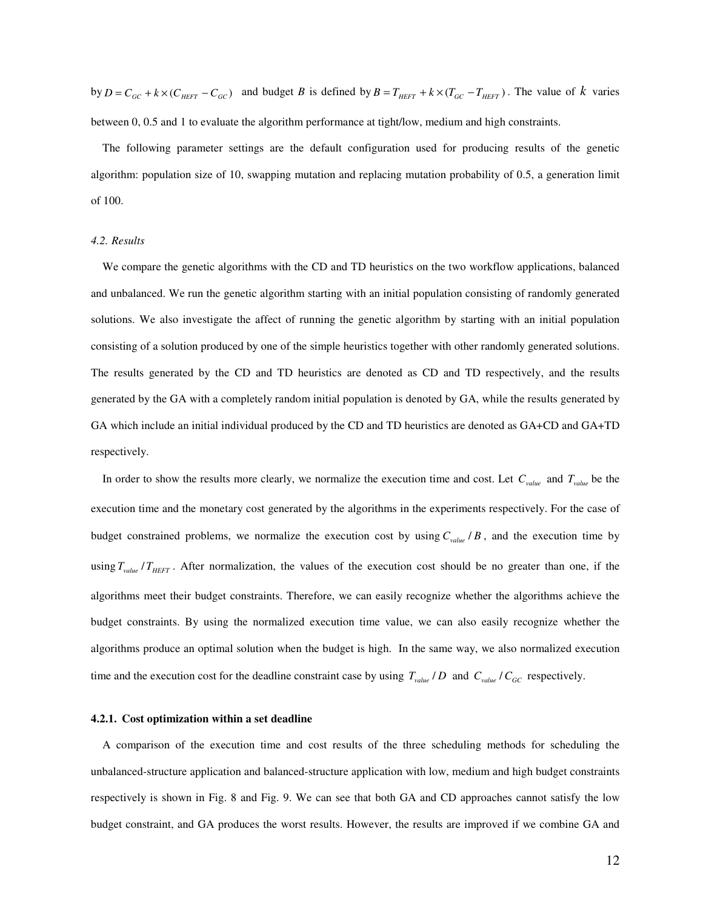by $D = C_{GC} + k \times (C_{HEFT} - C_{GC})$ and budget $B$ is defined by $B = T_{HEFT} + k \times (T_{GC} - T_{HEFT})$. The value of $k$ varies between 0, 0.5 and 1 to evaluate the algorithm performance at tight/low, medium and high constraints.

The following parameter settings are the default configuration used for producing results of the genetic algorithm: population size of 10, swapping mutation and replacing mutation probability of 0.5, a generation limit of 100.

### *4.2. Results*

We compare the genetic algorithms with the CD and TD heuristics on the two workflow applications, balanced and unbalanced. We run the genetic algorithm starting with an initial population consisting of randomly generated solutions. We also investigate the affect of running the genetic algorithm by starting with an initial population consisting of a solution produced by one of the simple heuristics together with other randomly generated solutions. The results generated by the CD and TD heuristics are denoted as CD and TD respectively, and the results generated by the GA with a completely random initial population is denoted by GA, while the results generated by GA which include an initial individual produced by the CD and TD heuristics are denoted as GA+CD and GA+TD respectively.

In order to show the results more clearly, we normalize the execution time and cost. Let $C_{value}$ and $T_{value}$ be the execution time and the monetary cost generated by the algorithms in the experiments respectively. For the case of budget constrained problems, we normalize the execution cost by using $C_{value} / B$, and the execution time by using $T_{value} / T_{HEFT}$. After normalization, the values of the execution cost should be no greater than one, if the algorithms meet their budget constraints. Therefore, we can easily recognize whether the algorithms achieve the budget constraints. By using the normalized execution time value, we can also easily recognize whether the algorithms produce an optimal solution when the budget is high. In the same way, we also normalized execution time and the execution cost for the deadline constraint case by using $T_{value} / D$ and $C_{value} / C_{GC}$ respectively.

#### **4.2.1. Cost optimization within a set deadline**

A comparison of the execution time and cost results of the three scheduling methods for scheduling the unbalanced-structure application and balanced-structure application with low, medium and high budget constraints respectively is shown in Fig. 8 and Fig. 9. We can see that both GA and CD approaches cannot satisfy the low budget constraint, and GA produces the worst results. However, the results are improved if we combine GA and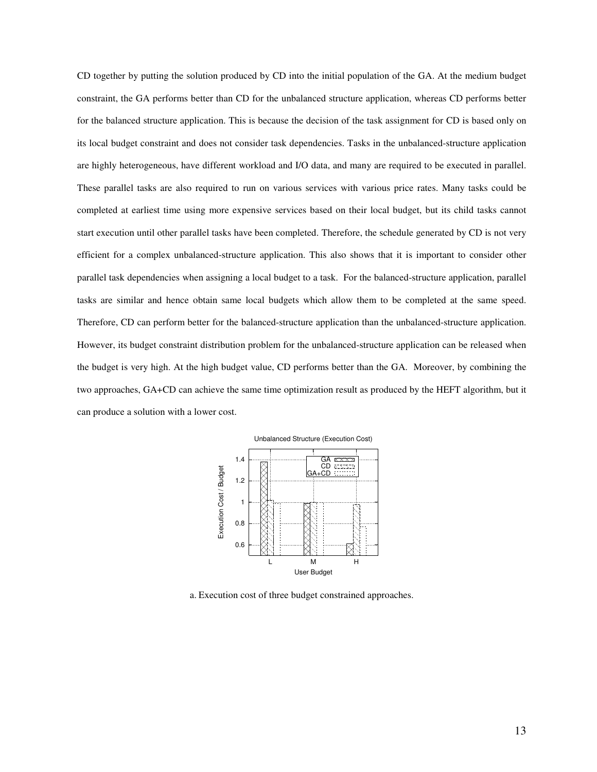CD together by putting the solution produced by CD into the initial population of the GA. At the medium budget constraint, the GA performs better than CD for the unbalanced structure application, whereas CD performs better for the balanced structure application. This is because the decision of the task assignment for CD is based only on its local budget constraint and does not consider task dependencies. Tasks in the unbalanced-structure application are highly heterogeneous, have different workload and I/O data, and many are required to be executed in parallel. These parallel tasks are also required to run on various services with various price rates. Many tasks could be completed at earliest time using more expensive services based on their local budget, but its child tasks cannot start execution until other parallel tasks have been completed. Therefore, the schedule generated by CD is not very efficient for a complex unbalanced-structure application. This also shows that it is important to consider other parallel task dependencies when assigning a local budget to a task. For the balanced-structure application, parallel tasks are similar and hence obtain same local budgets which allow them to be completed at the same speed. Therefore, CD can perform better for the balanced-structure application than the unbalanced-structure application. However, its budget constraint distribution problem for the unbalanced-structure application can be released when the budget is very high. At the high budget value, CD performs better than the GA. Moreover, by combining the two approaches, GA+CD can achieve the same time optimization result as produced by the HEFT algorithm, but it can produce a solution with a lower cost.

a. Execution cost of three budget constrained approaches.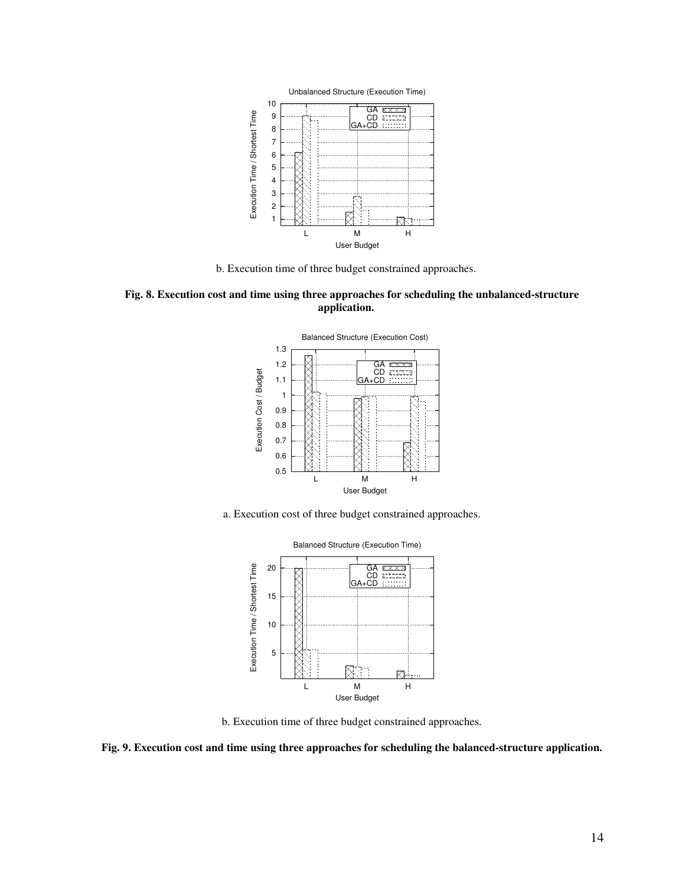b. Execution time of three budget constrained approaches.

**Fig. 8. Execution cost and time using three approaches for scheduling the unbalanced-structure application.**

a. Execution cost of three budget constrained approaches.

b. Execution time of three budget constrained approaches.

**Fig. 9. Execution cost and time using three approaches for scheduling the balanced-structure application.**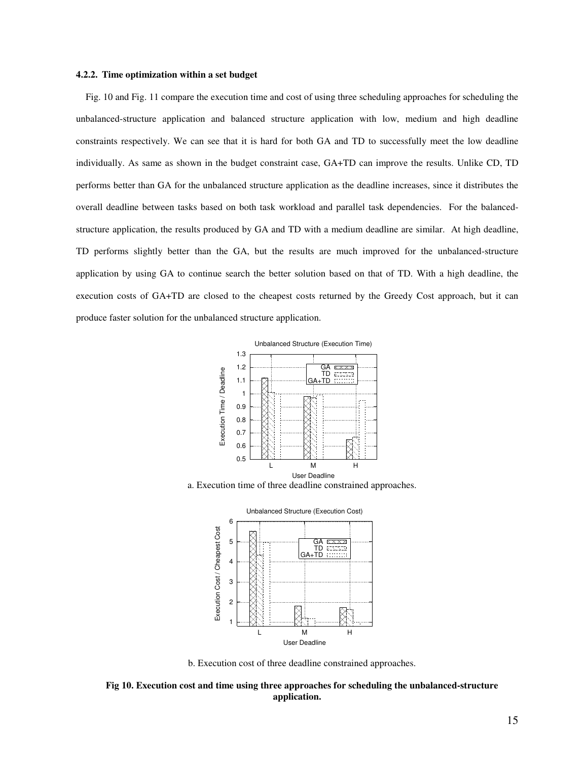#### 4.2.2. Time optimization within a set budget

Fig. 10 and Fig. 11 compare the execution time and cost of using three scheduling approaches for scheduling the unbalanced-structure application and balanced structure application with low, medium and high deadline constraints respectively. We can see that it is hard for both GA and TD to successfully meet the low deadline individually. As same as shown in the budget constraint case, GA+TD can improve the results. Unlike CD, TD performs better than GA for the unbalanced structure application as the deadline increases, since it distributes the overall deadline between tasks based on both task workload and parallel task dependencies. For the balanced-structure application, the results produced by GA and TD with a medium deadline are similar. At high deadline, TD performs slightly better than the GA, but the results are much improved for the unbalanced-structure application by using GA to continue search the better solution based on that of TD. With a high deadline, the execution costs of GA+TD are closed to the cheapest costs returned by the Greedy Cost approach, but it can produce faster solution for the unbalanced structure application.

a. Execution time of three deadline constrained approaches.

b. Execution cost of three deadline constrained approaches.

**Fig 10. Execution cost and time using three approaches for scheduling the unbalanced-structure application.**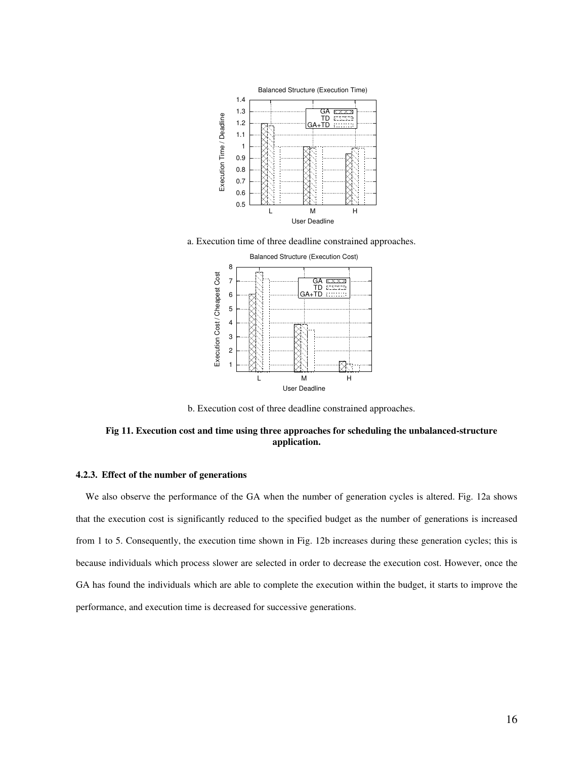a. Execution time of three deadline constrained approaches.

b. Execution cost of three deadline constrained approaches.

**Fig 11. Execution cost and time using three approaches for scheduling the unbalanced-structure application.**

#### 4.2.3. Effect of the number of generations

We also observe the performance of the GA when the number of generation cycles is altered. Fig. 12a shows that the execution cost is significantly reduced to the specified budget as the number of generations is increased from 1 to 5. Consequently, the execution time shown in Fig. 12b increases during these generation cycles; this is because individuals which process slower are selected in order to decrease the execution cost. However, once the GA has found the individuals which are able to complete the execution within the budget, it starts to improve the performance, and execution time is decreased for successive generations.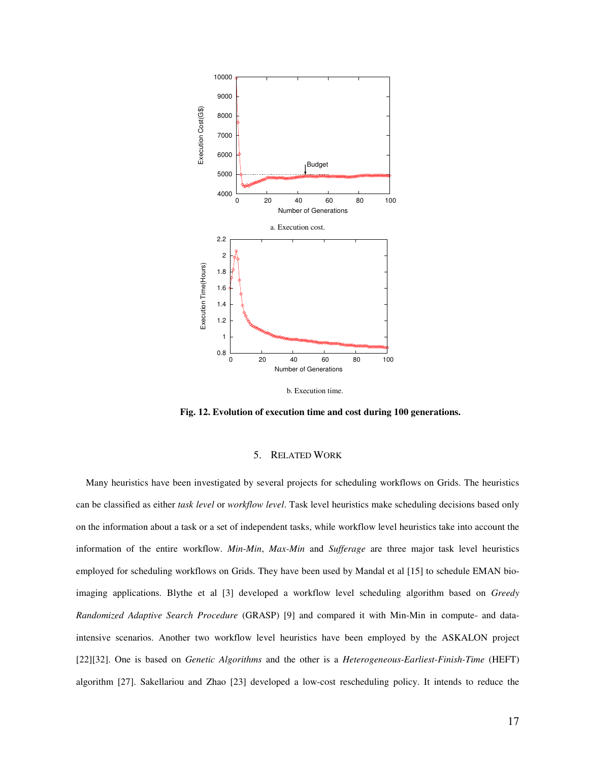a. Execution cost.

b. Execution time.

**Fig. 12. Evolution of execution time and cost during 100 generations.**

## 5. RELATED WORK

Many heuristics have been investigated by several projects for scheduling workflows on Grids. The heuristics can be classified as either *task level* or *workflow level*. Task level heuristics make scheduling decisions based only on the information about a task or a set of independent tasks, while workflow level heuristics take into account the information of the entire workflow. *Min-Min*, *Max-Min* and *Sufferage* are three major task level heuristics employed for scheduling workflows on Grids. They have been used by Mandal et al [15] to schedule EMAN bio-imaging applications. Blythe et al [3] developed a workflow level scheduling algorithm based on *Greedy Randomized Adaptive Search Procedure* (GRASP) [9] and compared it with Min-Min in compute- and data-intensive scenarios. Another two workflow level heuristics have been employed by the ASKALON project [22][32]. One is based on *Genetic Algorithms* and the other is a *Heterogeneous-Earliest-Finish-Time* (HEFT) algorithm [27]. Sakellariou and Zhao [23] developed a low-cost rescheduling policy. It intends to reduce the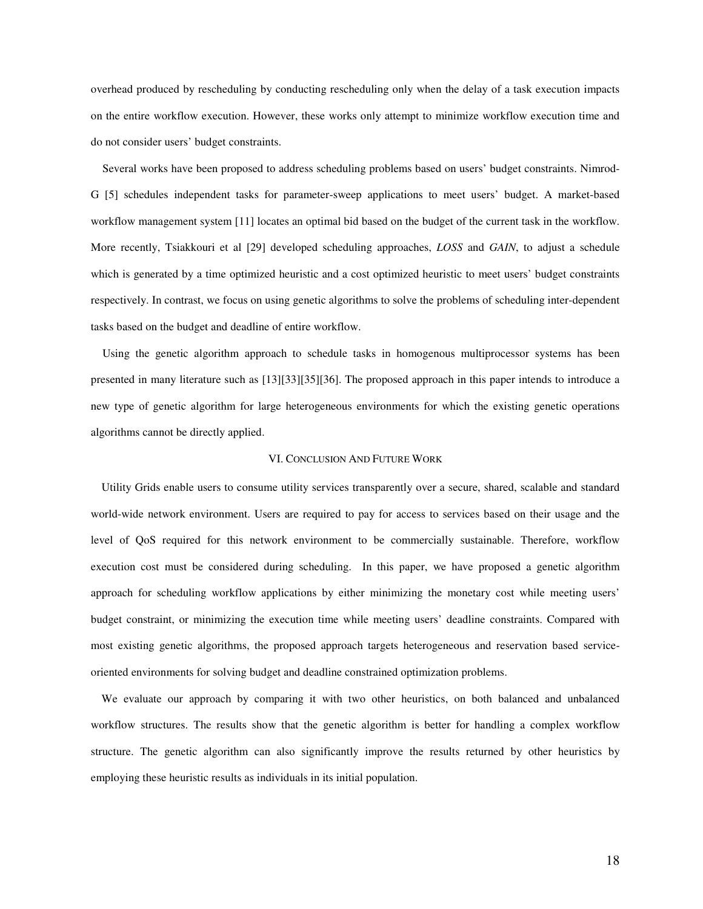overhead produced by rescheduling by conducting rescheduling only when the delay of a task execution impacts on the entire workflow execution. However, these works only attempt to minimize workflow execution time and do not consider users' budget constraints.

Several works have been proposed to address scheduling problems based on users' budget constraints. Nimrod-G [5] schedules independent tasks for parameter-sweep applications to meet users' budget. A market-based workflow management system [11] locates an optimal bid based on the budget of the current task in the workflow. More recently, Tsiakkouri et al [29] developed scheduling approaches, *LOSS* and *GAIN*, to adjust a schedule which is generated by a time optimized heuristic and a cost optimized heuristic to meet users' budget constraints respectively. In contrast, we focus on using genetic algorithms to solve the problems of scheduling inter-dependent tasks based on the budget and deadline of entire workflow.

Using the genetic algorithm approach to schedule tasks in homogenous multiprocessor systems has been presented in many literature such as [13][33][35][36]. The proposed approach in this paper intends to introduce a new type of genetic algorithm for large heterogeneous environments for which the existing genetic operations algorithms cannot be directly applied.

## VI. Conclusion And Future Work

Utility Grids enable users to consume utility services transparently over a secure, shared, scalable and standard world-wide network environment. Users are required to pay for access to services based on their usage and the level of QoS required for this network environment to be commercially sustainable. Therefore, workflow execution cost must be considered during scheduling. In this paper, we have proposed a genetic algorithm approach for scheduling workflow applications by either minimizing the monetary cost while meeting users' budget constraint, or minimizing the execution time while meeting users' deadline constraints. Compared with most existing genetic algorithms, the proposed approach targets heterogeneous and reservation based service-oriented environments for solving budget and deadline constrained optimization problems.

We evaluate our approach by comparing it with two other heuristics, on both balanced and unbalanced workflow structures. The results show that the genetic algorithm is better for handling a complex workflow structure. The genetic algorithm can also significantly improve the results returned by other heuristics by employing these heuristic results as individuals in its initial population.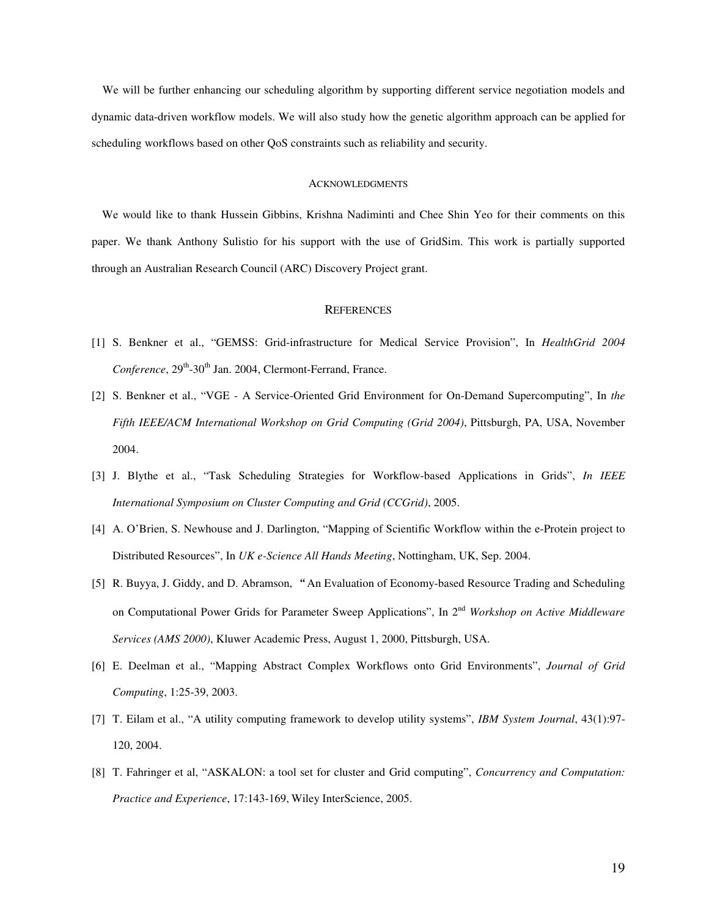We will be further enhancing our scheduling algorithm by supporting different service negotiation models and dynamic data-driven workflow models. We will also study how the genetic algorithm approach can be applied for scheduling workflows based on other QoS constraints such as reliability and security.

## ACKNOWLEDGMENTS

We would like to thank Hussein Gibbins, Krishna Nadiminti and Chee Shin Yeo for their comments on this paper. We thank Anthony Sulistio for his support with the use of GridSim. This work is partially supported through an Australian Research Council (ARC) Discovery Project grant.

## REFERENCES

[1] S. Benkner et al., "GEMSS: Grid-infrastructure for Medical Service Provision", In *HealthGrid 2004 Conference*, 29th-30th Jan. 2004, Clermont-Ferrand, France.

[2] S. Benkner et al., "VGE - A Service-Oriented Grid Environment for On-Demand Supercomputing", In *the Fifth IEEE/ACM International Workshop on Grid Computing (Grid 2004)*, Pittsburgh, PA, USA, November 2004.

[3] J. Blythe et al., "Task Scheduling Strategies for Workflow-based Applications in Grids", *In IEEE International Symposium on Cluster Computing and Grid (CCGrid)*, 2005.

[4] A. O'Brien, S. Newhouse and J. Darlington, "Mapping of Scientific Workflow within the e-Protein project to Distributed Resources", In *UK e-Science All Hands Meeting*, Nottingham, UK, Sep. 2004.

[5] R. Buyya, J. Giddy, and D. Abramson, "An Evaluation of Economy-based Resource Trading and Scheduling on Computational Power Grids for Parameter Sweep Applications", In 2nd *Workshop on Active Middleware Services (AMS 2000)*, Kluwer Academic Press, August 1, 2000, Pittsburgh, USA.

[6] E. Deelman et al., "Mapping Abstract Complex Workflows onto Grid Environments", *Journal of Grid Computing*, 1:25-39, 2003.

[7] T. Eilam et al., "A utility computing framework to develop utility systems", *IBM System Journal*, 43(1):97-120, 2004.

[8] T. Fahringer et al, "ASKALON: a tool set for cluster and Grid computing", *Concurrency and Computation: Practice and Experience*, 17:143-169, Wiley InterScience, 2005.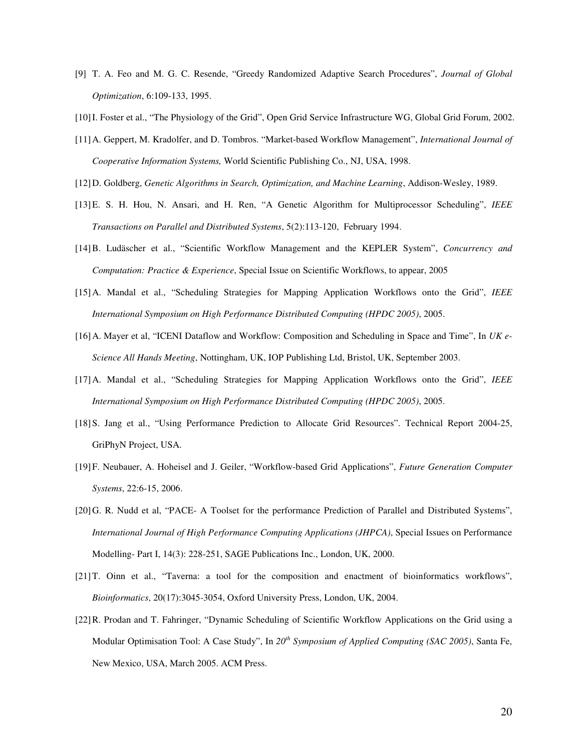[9] T. A. Feo and M. G. C. Resende, "Greedy Randomized Adaptive Search Procedures", *Journal of Global Optimization*, 6:109-133, 1995.

[10] I. Foster et al., "The Physiology of the Grid", Open Grid Service Infrastructure WG, Global Grid Forum, 2002.

[11] A. Geppert, M. Kradolfer, and D. Tombros. "Market-based Workflow Management", *International Journal of Cooperative Information Systems,* World Scientific Publishing Co., NJ, USA, 1998.

[12] D. Goldberg, *Genetic Algorithms in Search, Optimization, and Machine Learning*, Addison-Wesley, 1989.

[13] E. S. H. Hou, N. Ansari, and H. Ren, "A Genetic Algorithm for Multiprocessor Scheduling", *IEEE Transactions on Parallel and Distributed Systems*, 5(2):113-120, February 1994.

[14] B. Ludäscher et al., "Scientific Workflow Management and the KEPLER System", *Concurrency and Computation: Practice & Experience*, Special Issue on Scientific Workflows, to appear, 2005

[15] A. Mandal et al., "Scheduling Strategies for Mapping Application Workflows onto the Grid", *IEEE International Symposium on High Performance Distributed Computing (HPDC 2005)*, 2005.

[16] A. Mayer et al, "ICENI Dataflow and Workflow: Composition and Scheduling in Space and Time", In *UK e-Science All Hands Meeting*, Nottingham, UK, IOP Publishing Ltd, Bristol, UK, September 2003.

[17] A. Mandal et al., "Scheduling Strategies for Mapping Application Workflows onto the Grid", *IEEE International Symposium on High Performance Distributed Computing (HPDC 2005)*, 2005.

[18] S. Jang et al., "Using Performance Prediction to Allocate Grid Resources". Technical Report 2004-25, GriPhyN Project, USA.

[19] F. Neubauer, A. Hoheisel and J. Geiler, "Workflow-based Grid Applications", *Future Generation Computer Systems*, 22:6-15, 2006.

[20] G. R. Nudd et al, "PACE- A Toolset for the performance Prediction of Parallel and Distributed Systems", *International Journal of High Performance Computing Applications (JHPCA)*, Special Issues on Performance Modelling- Part I, 14(3): 228-251, SAGE Publications Inc., London, UK, 2000.

[21] T. Oinn et al., "Taverna: a tool for the composition and enactment of bioinformatics workflows", *Bioinformatics*, 20(17):3045-3054, Oxford University Press, London, UK, 2004.

[22] R. Prodan and T. Fahringer, "Dynamic Scheduling of Scientific Workflow Applications on the Grid using a Modular Optimisation Tool: A Case Study", In *20th Symposium of Applied Computing (SAC 2005)*, Santa Fe, New Mexico, USA, March 2005. ACM Press.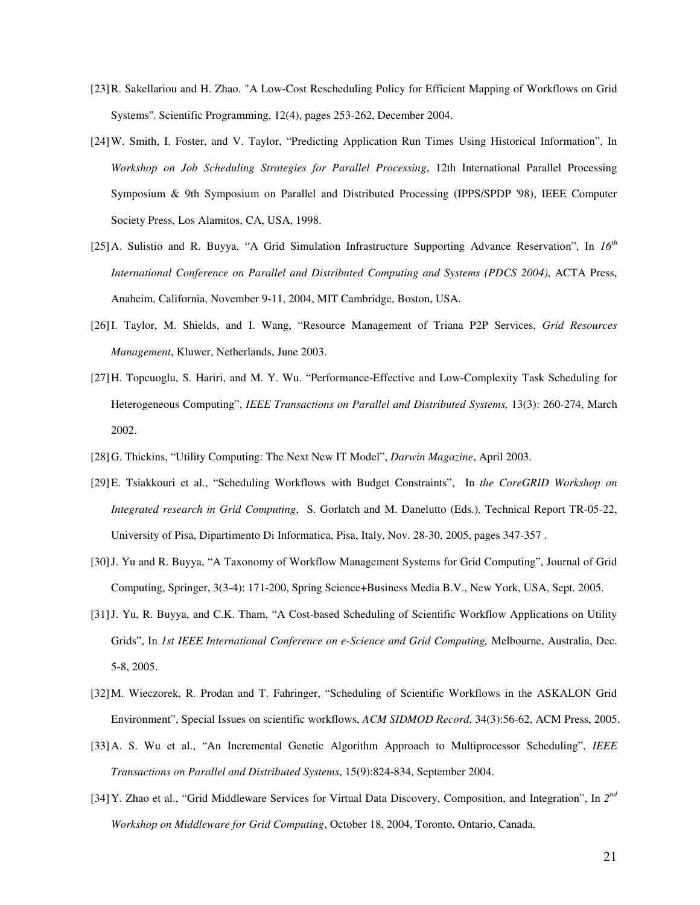[23] R. Sakellariou and H. Zhao. "A Low-Cost Rescheduling Policy for Efficient Mapping of Workflows on Grid Systems". Scientific Programming, 12(4), pages 253-262, December 2004.

[24] W. Smith, I. Foster, and V. Taylor, "Predicting Application Run Times Using Historical Information", In *Workshop on Job Scheduling Strategies for Parallel Processing*, 12th International Parallel Processing Symposium & 9th Symposium on Parallel and Distributed Processing (IPPS/SPDP '98), IEEE Computer Society Press, Los Alamitos, CA, USA, 1998.

[25] A. Sulistio and R. Buyya, "A Grid Simulation Infrastructure Supporting Advance Reservation", In *16th International Conference on Parallel and Distributed Computing and Systems (PDCS 2004)*, ACTA Press, Anaheim, California, November 9-11, 2004, MIT Cambridge, Boston, USA.

[26] I. Taylor, M. Shields, and I. Wang, "Resource Management of Triana P2P Services, *Grid Resources Management*, Kluwer, Netherlands, June 2003.

[27] H. Topcuoglu, S. Hariri, and M. Y. Wu. "Performance-Effective and Low-Complexity Task Scheduling for Heterogeneous Computing", *IEEE Transactions on Parallel and Distributed Systems,* 13(3): 260-274, March 2002.

[28] G. Thickins, "Utility Computing: The Next New IT Model", *Darwin Magazine*, April 2003.

[29] E. Tsiakkouri et al., "Scheduling Workflows with Budget Constraints", In *the CoreGRID Workshop on Integrated research in Grid Computing*, S. Gorlatch and M. Danelutto (Eds.)*,* Technical Report TR-05-22, University of Pisa, Dipartimento Di Informatica, Pisa, Italy, Nov. 28-30, 2005, pages 347-357 .

[30] J. Yu and R. Buyya, "A Taxonomy of Workflow Management Systems for Grid Computing", Journal of Grid Computing, Springer, 3(3-4): 171-200, Spring Science+Business Media B.V., New York, USA, Sept. 2005.

[31] J. Yu, R. Buyya, and C.K. Tham, "A Cost-based Scheduling of Scientific Workflow Applications on Utility Grids", In *1st IEEE International Conference on e-Science and Grid Computing,* Melbourne, Australia, Dec. 5-8, 2005.

[32] M. Wieczorek, R. Prodan and T. Fahringer, "Scheduling of Scientific Workflows in the ASKALON Grid Environment", Special Issues on scientific workflows, *ACM SIDMOD Record*, 34(3):56-62, ACM Press, 2005.

[33] A. S. Wu et al., "An Incremental Genetic Algorithm Approach to Multiprocessor Scheduling", *IEEE Transactions on Parallel and Distributed Systems*, 15(9):824-834, September 2004.

[34] Y. Zhao et al., "Grid Middleware Services for Virtual Data Discovery, Composition, and Integration", In *2nd Workshop on Middleware for Grid Computing*, October 18, 2004, Toronto, Ontario, Canada.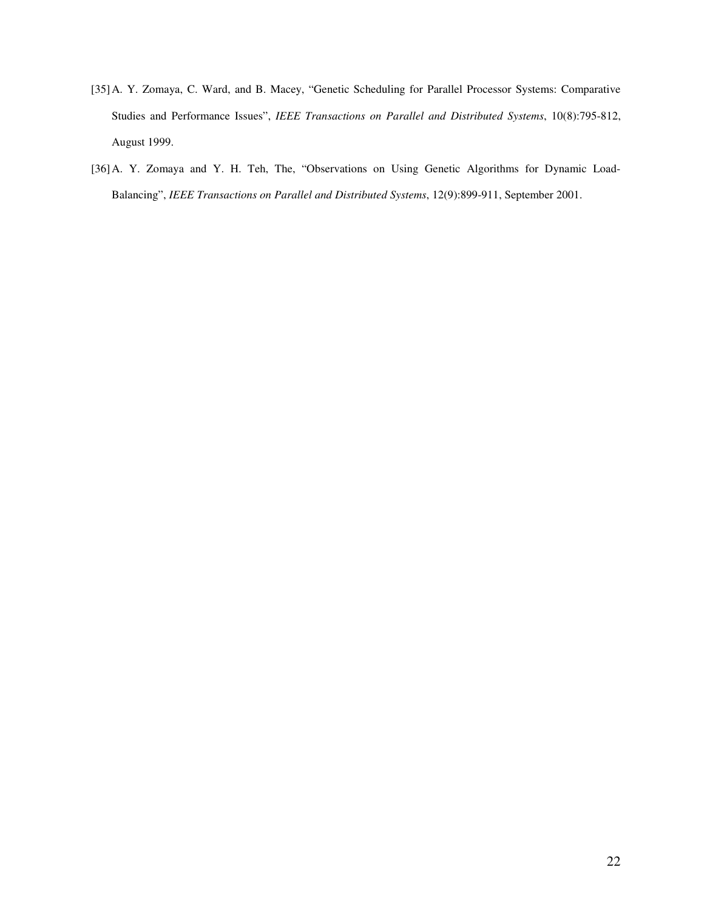[35] A. Y. Zomaya, C. Ward, and B. Macey, "Genetic Scheduling for Parallel Processor Systems: Comparative Studies and Performance Issues", *IEEE Transactions on Parallel and Distributed Systems*, 10(8):795-812, August 1999.

[36] A. Y. Zomaya and Y. H. Teh, The, "Observations on Using Genetic Algorithms for Dynamic Load-Balancing", *IEEE Transactions on Parallel and Distributed Systems*, 12(9):899-911, September 2001.